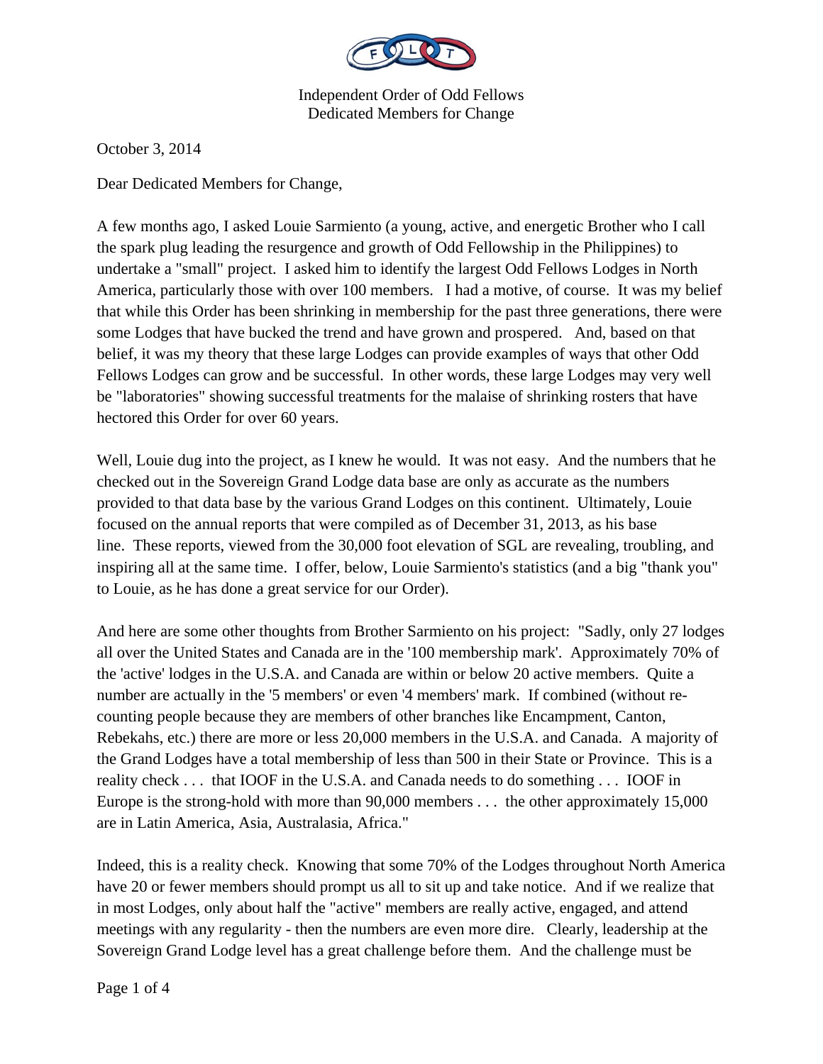Independent Order of Odd Fellows
Dedicated Members for Change

October 3, 2014

Dear Dedicated Members for Change,

A few months ago, I asked Louie Sarmiento (a young, active, and energetic Brother who I call the spark plug leading the resurgence and growth of Odd Fellowship in the Philippines) to undertake a "small" project. I asked him to identify the largest Odd Fellows Lodges in North America, particularly those with over 100 members. I had a motive, of course. It was my belief that while this Order has been shrinking in membership for the past three generations, there were some Lodges that have bucked the trend and have grown and prospered. And, based on that belief, it was my theory that these large Lodges can provide examples of ways that other Odd Fellows Lodges can grow and be successful. In other words, these large Lodges may very well be "laboratories" showing successful treatments for the malaise of shrinking rosters that have hectored this Order for over 60 years.

Well, Louie dug into the project, as I knew he would. It was not easy. And the numbers that he checked out in the Sovereign Grand Lodge data base are only as accurate as the numbers provided to that data base by the various Grand Lodges on this continent. Ultimately, Louie focused on the annual reports that were compiled as of December 31, 2013, as his base line. These reports, viewed from the 30,000 foot elevation of SGL are revealing, troubling, and inspiring all at the same time. I offer, below, Louie Sarmiento's statistics (and a big "thank you" to Louie, as he has done a great service for our Order).

And here are some other thoughts from Brother Sarmiento on his project: "Sadly, only 27 lodges all over the United States and Canada are in the '100 membership mark'. Approximately 70% of the 'active' lodges in the U.S.A. and Canada are within or below 20 active members. Quite a number are actually in the '5 members' or even '4 members' mark. If combined (without re-counting people because they are members of other branches like Encampment, Canton, Rebekahs, etc.) there are more or less 20,000 members in the U.S.A. and Canada. A majority of the Grand Lodges have a total membership of less than 500 in their State or Province. This is a reality check . . . that IOOF in the U.S.A. and Canada needs to do something . . . IOOF in Europe is the strong-hold with more than 90,000 members . . . the other approximately 15,000 are in Latin America, Asia, Australasia, Africa."

Indeed, this is a reality check. Knowing that some 70% of the Lodges throughout North America have 20 or fewer members should prompt us all to sit up and take notice. And if we realize that in most Lodges, only about half the "active" members are really active, engaged, and attend meetings with any regularity - then the numbers are even more dire. Clearly, leadership at the Sovereign Grand Lodge level has a great challenge before them. And the challenge must be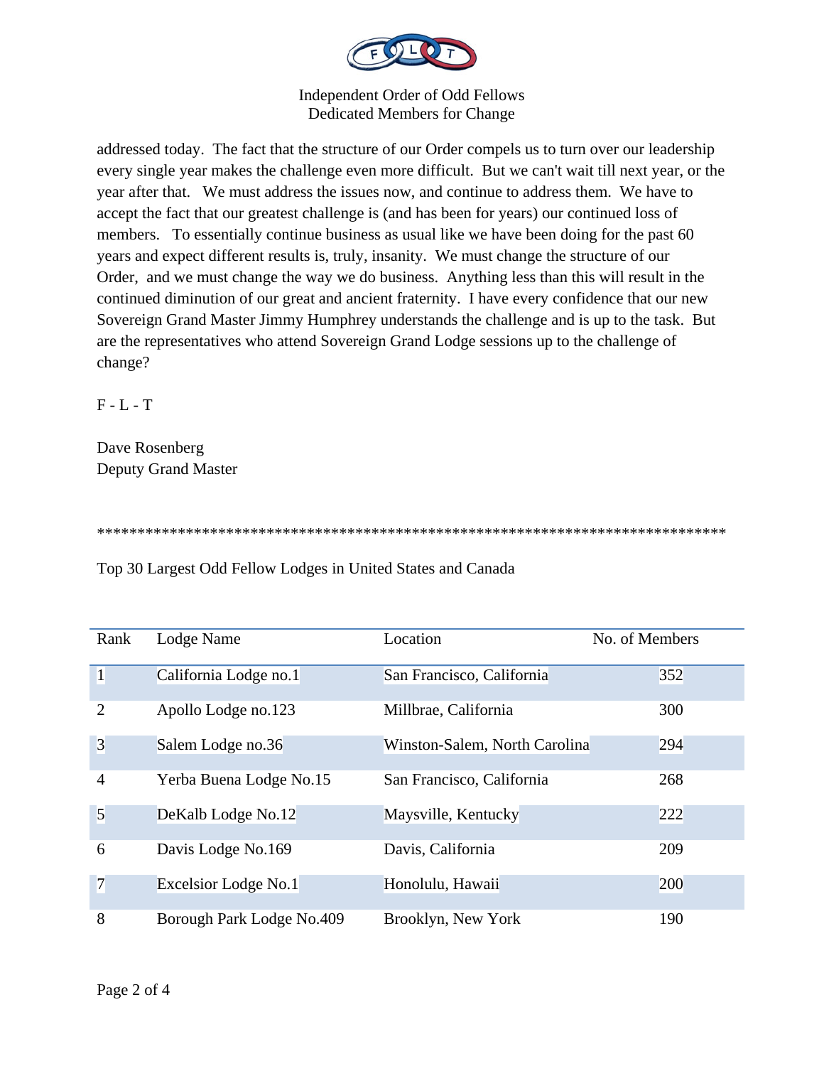addressed today. The fact that the structure of our Order compels us to turn over our leadership every single year makes the challenge even more difficult. But we can't wait till next year, or the year after that. We must address the issues now, and continue to address them. We have to accept the fact that our greatest challenge is (and has been for years) our continued loss of members. To essentially continue business as usual like we have been doing for the past 60 years and expect different results is, truly, insanity. We must change the structure of our Order, and we must change the way we do business. Anything less than this will result in the continued diminution of our great and ancient fraternity. I have every confidence that our new Sovereign Grand Master Jimmy Humphrey understands the challenge and is up to the task. But are the representatives who attend Sovereign Grand Lodge sessions up to the challenge of change?

F - L - T

Dave Rosenberg
Deputy Grand Master

*******************************************************************************

Top 30 Largest Odd Fellow Lodges in United States and Canada

| Rank | Lodge Name | Location | No. of Members |
|---|---|---|---|
| 1 | California Lodge no.1 | San Francisco, California | 352 |
| 2 | Apollo Lodge no.123 | Millbrae, California | 300 |
| 3 | Salem Lodge no.36 | Winston-Salem, North Carolina | 294 |
| 4 | Yerba Buena Lodge No.15 | San Francisco, California | 268 |
| 5 | DeKalb Lodge No.12 | Maysville, Kentucky | 222 |
| 6 | Davis Lodge No.169 | Davis, California | 209 |
| 7 | Excelsior Lodge No.1 | Honolulu, Hawaii | 200 |
| 8 | Borough Park Lodge No.409 | Brooklyn, New York | 190 |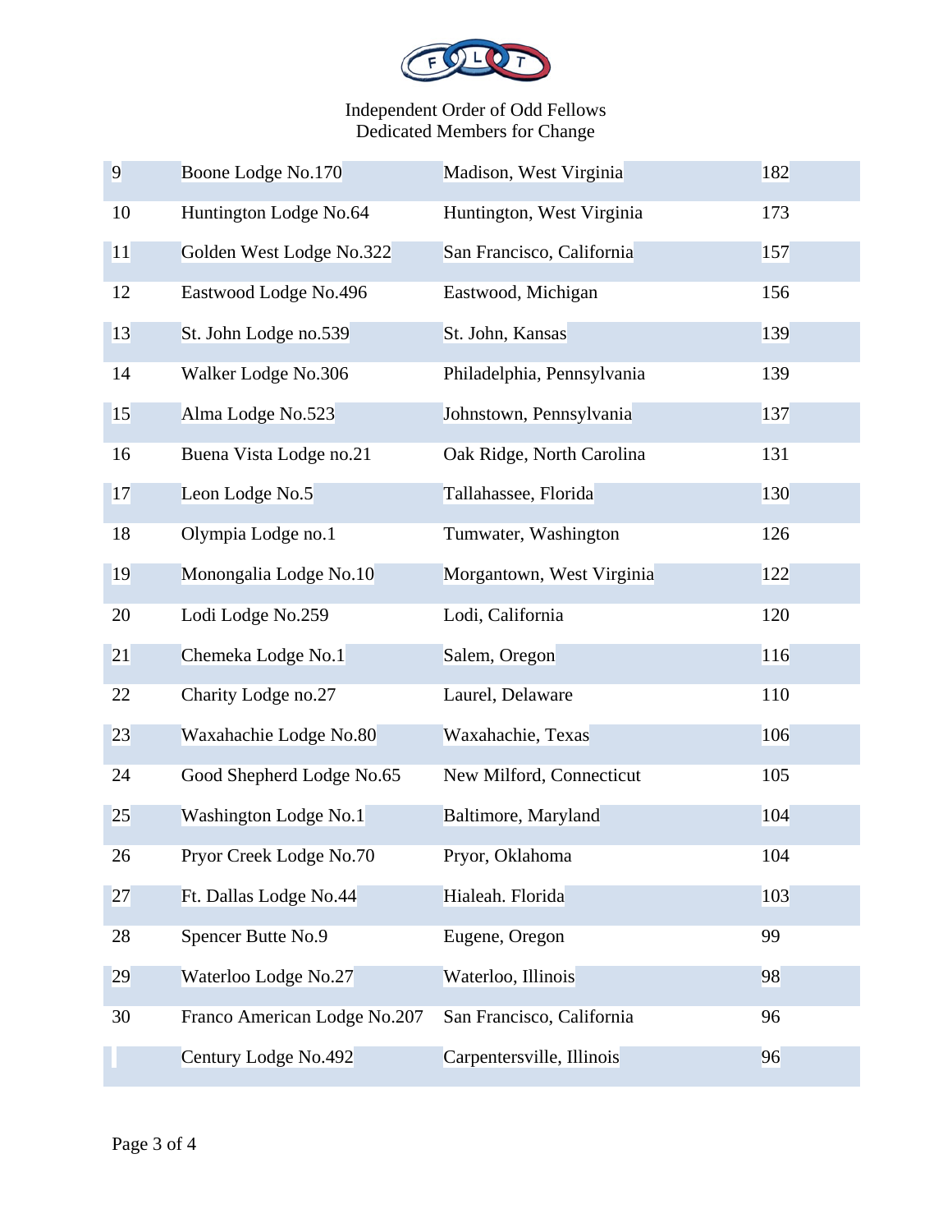Independent Order of Odd Fellows
Dedicated Members for Change

| | | | |
|---|---|---|---|
| 9 | Boone Lodge No.170 | Madison, West Virginia | 182 |
| 10 | Huntington Lodge No.64 | Huntington, West Virginia | 173 |
| 11 | Golden West Lodge No.322 | San Francisco, California | 157 |
| 12 | Eastwood Lodge No.496 | Eastwood, Michigan | 156 |
| 13 | St. John Lodge no.539 | St. John, Kansas | 139 |
| 14 | Walker Lodge No.306 | Philadelphia, Pennsylvania | 139 |
| 15 | Alma Lodge No.523 | Johnstown, Pennsylvania | 137 |
| 16 | Buena Vista Lodge no.21 | Oak Ridge, North Carolina | 131 |
| 17 | Leon Lodge No.5 | Tallahassee, Florida | 130 |
| 18 | Olympia Lodge no.1 | Tumwater, Washington | 126 |
| 19 | Monongalia Lodge No.10 | Morgantown, West Virginia | 122 |
| 20 | Lodi Lodge No.259 | Lodi, California | 120 |
| 21 | Chemeka Lodge No.1 | Salem, Oregon | 116 |
| 22 | Charity Lodge no.27 | Laurel, Delaware | 110 |
| 23 | Waxahachie Lodge No.80 | Waxahachie, Texas | 106 |
| 24 | Good Shepherd Lodge No.65 | New Milford, Connecticut | 105 |
| 25 | Washington Lodge No.1 | Baltimore, Maryland | 104 |
| 26 | Pryor Creek Lodge No.70 | Pryor, Oklahoma | 104 |
| 27 | Ft. Dallas Lodge No.44 | Hialeah. Florida | 103 |
| 28 | Spencer Butte No.9 | Eugene, Oregon | 99 |
| 29 | Waterloo Lodge No.27 | Waterloo, Illinois | 98 |
| 30 | Franco American Lodge No.207 | San Francisco, California | 96 |
| | Century Lodge No.492 | Carpentersville, Illinois | 96 |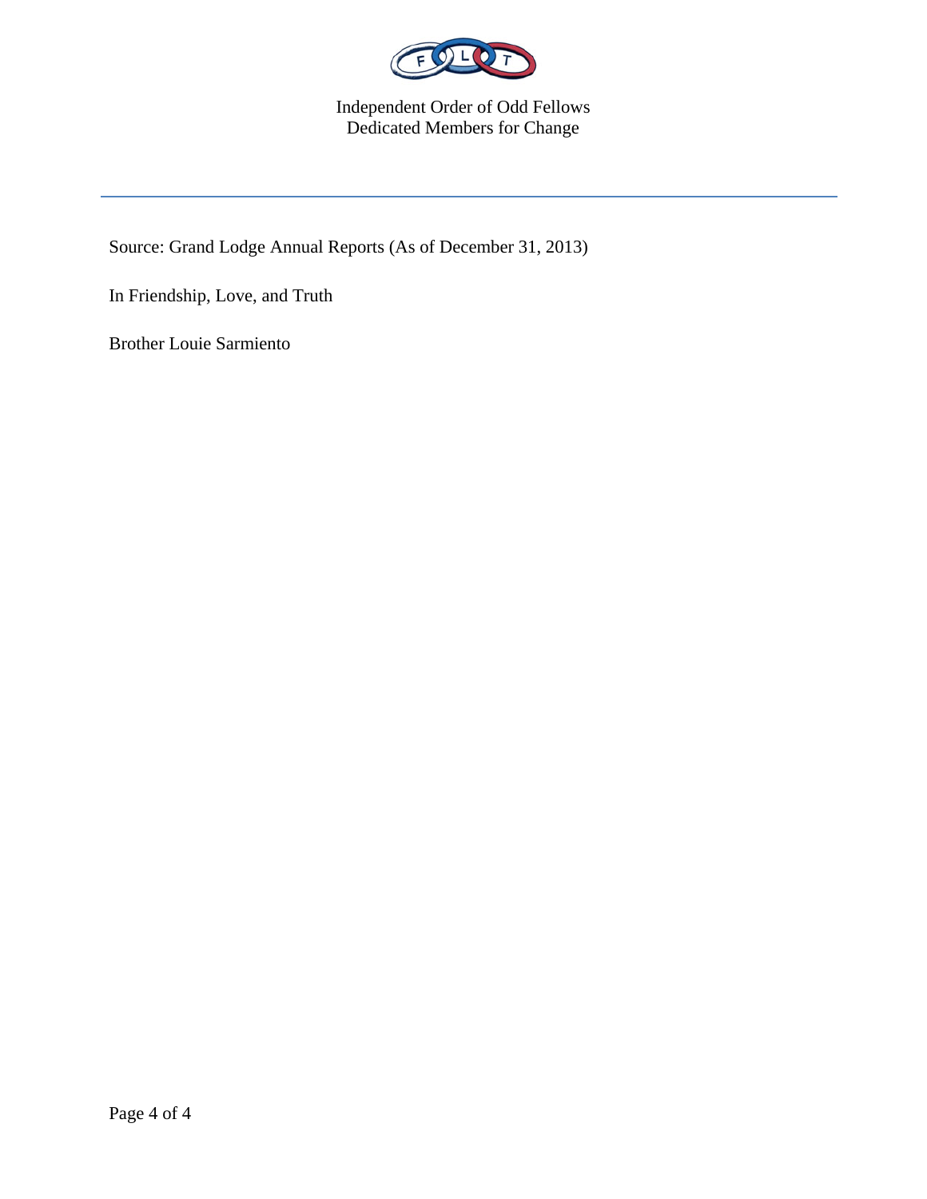Source: Grand Lodge Annual Reports (As of December 31, 2013)

In Friendship, Love, and Truth

Brother Louie Sarmiento